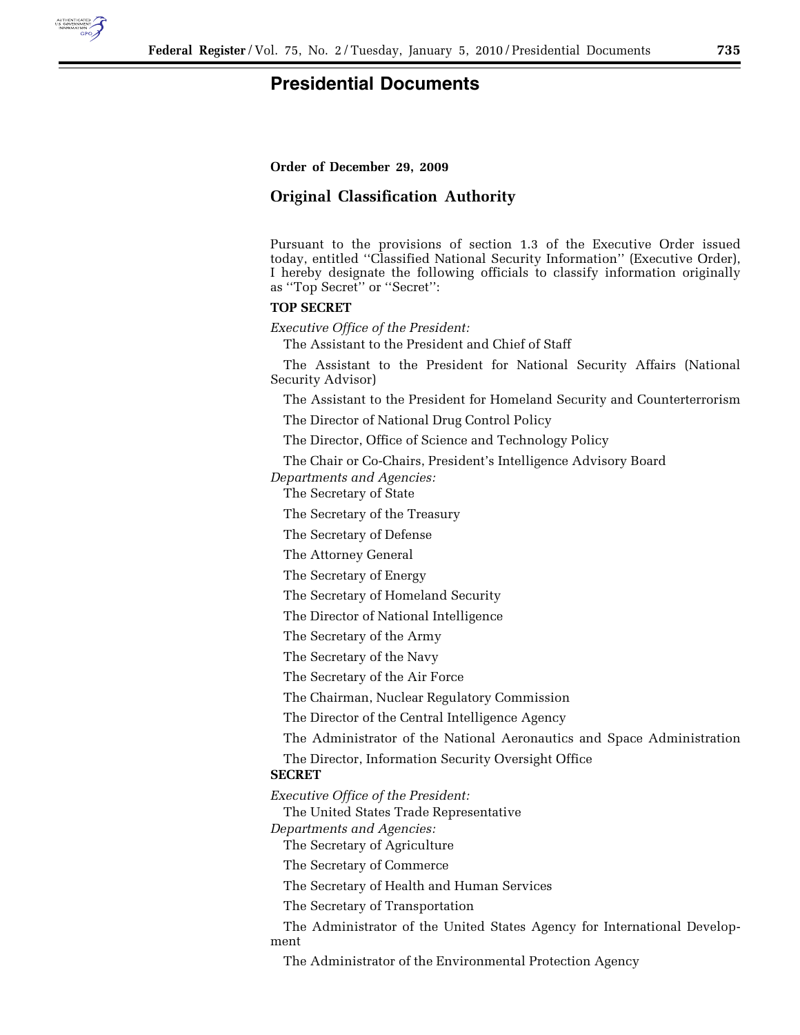# Presidential Documents

**Order of December 29, 2009**

## Original Classification Authority

Pursuant to the provisions of section 1.3 of the Executive Order issued today, entitled ''Classified National Security Information'' (Executive Order), I hereby designate the following officials to classify information originally as ''Top Secret'' or ''Secret'':

**TOP SECRET**

*Executive Office of the President:*

The Assistant to the President and Chief of Staff

The Assistant to the President for National Security Affairs (National Security Advisor)

The Assistant to the President for Homeland Security and Counterterrorism

The Director of National Drug Control Policy

The Director, Office of Science and Technology Policy

The Chair or Co-Chairs, President's Intelligence Advisory Board

*Departments and Agencies:*

The Secretary of State

The Secretary of the Treasury

The Secretary of Defense

The Attorney General

The Secretary of Energy

The Secretary of Homeland Security

The Director of National Intelligence

The Secretary of the Army

The Secretary of the Navy

The Secretary of the Air Force

The Chairman, Nuclear Regulatory Commission

The Director of the Central Intelligence Agency

The Administrator of the National Aeronautics and Space Administration

The Director, Information Security Oversight Office

**SECRET**

*Executive Office of the President:*

The United States Trade Representative

*Departments and Agencies:*

The Secretary of Agriculture

The Secretary of Commerce

The Secretary of Health and Human Services

The Secretary of Transportation

The Administrator of the United States Agency for International Development

The Administrator of the Environmental Protection Agency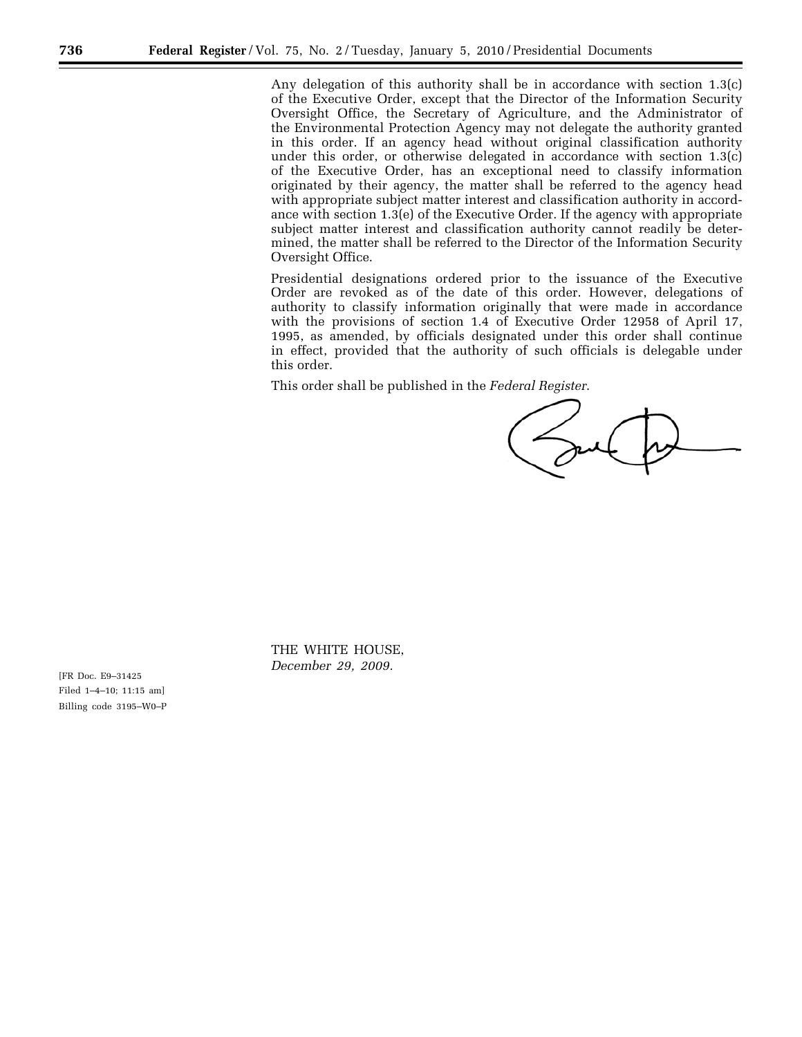Any delegation of this authority shall be in accordance with section 1.3(c) of the Executive Order, except that the Director of the Information Security Oversight Office, the Secretary of Agriculture, and the Administrator of the Environmental Protection Agency may not delegate the authority granted in this order. If an agency head without original classification authority under this order, or otherwise delegated in accordance with section 1.3(c) of the Executive Order, has an exceptional need to classify information originated by their agency, the matter shall be referred to the agency head with appropriate subject matter interest and classification authority in accordance with section 1.3(e) of the Executive Order. If the agency with appropriate subject matter interest and classification authority cannot readily be determined, the matter shall be referred to the Director of the Information Security Oversight Office.

Presidential designations ordered prior to the issuance of the Executive Order are revoked as of the date of this order. However, delegations of authority to classify information originally that were made in accordance with the provisions of section 1.4 of Executive Order 12958 of April 17, 1995, as amended, by officials designated under this order shall continue in effect, provided that the authority of such officials is delegable under this order.

This order shall be published in the *Federal Register*.

THE WHITE HOUSE,
*December 29, 2009.*

[FR Doc. E9–31425
Filed 1–4–10; 11:15 am]
Billing code 3195–W0–P